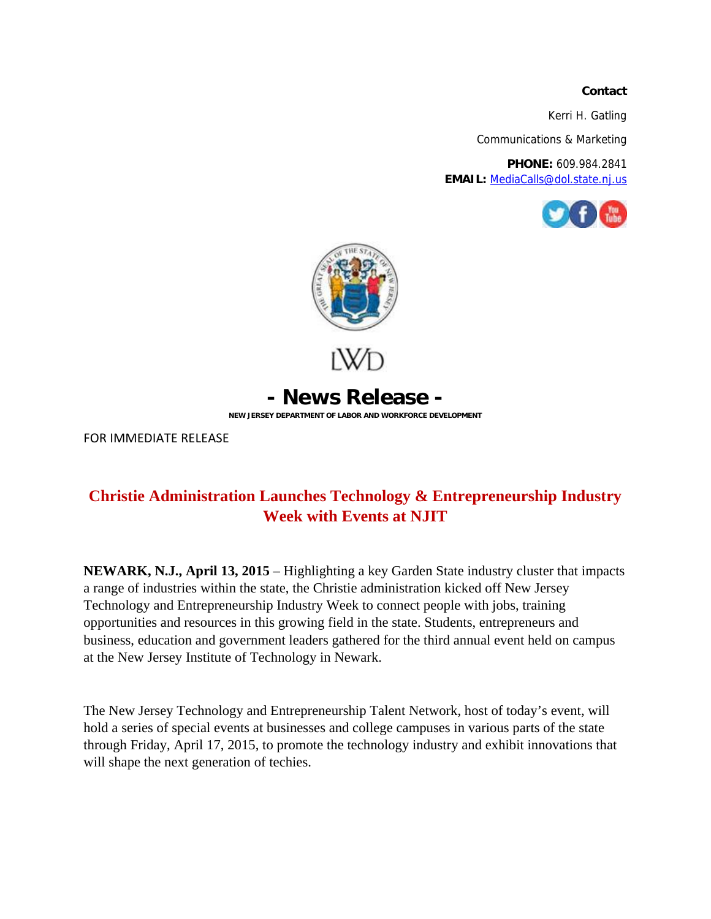**Contact**

Kerri H. Gatling

Communications & Marketing

**PHONE:** 609.984.2841
**EMAIL:** MediaCalls@dol.state.nj.us

LWD

# - News Release -

**NEW JERSEY DEPARTMENT OF LABOR AND WORKFORCE DEVELOPMENT**

FOR IMMEDIATE RELEASE

## Christie Administration Launches Technology & Entrepreneurship Industry Week with Events at NJIT

**NEWARK, N.J., April 13, 2015** – Highlighting a key Garden State industry cluster that impacts a range of industries within the state, the Christie administration kicked off New Jersey Technology and Entrepreneurship Industry Week to connect people with jobs, training opportunities and resources in this growing field in the state. Students, entrepreneurs and business, education and government leaders gathered for the third annual event held on campus at the New Jersey Institute of Technology in Newark.

The New Jersey Technology and Entrepreneurship Talent Network, host of today's event, will hold a series of special events at businesses and college campuses in various parts of the state through Friday, April 17, 2015, to promote the technology industry and exhibit innovations that will shape the next generation of techies.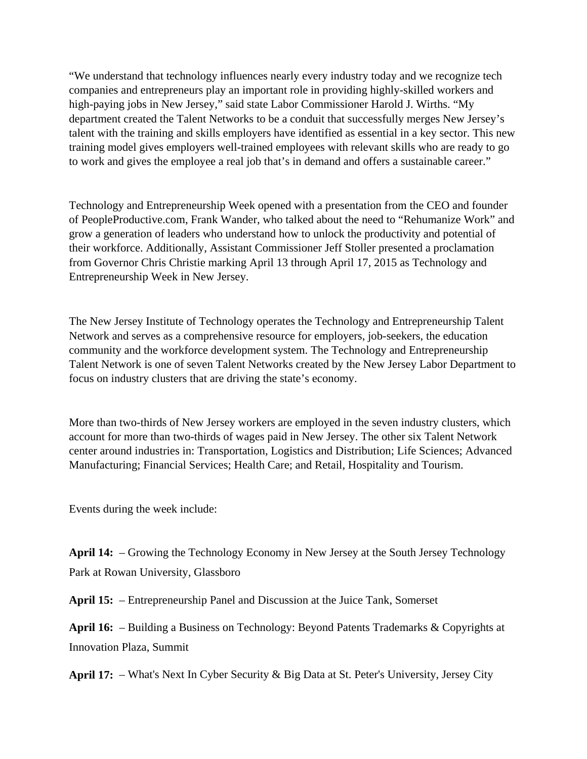“We understand that technology influences nearly every industry today and we recognize tech companies and entrepreneurs play an important role in providing highly-skilled workers and high-paying jobs in New Jersey,” said state Labor Commissioner Harold J. Wirths. “My department created the Talent Networks to be a conduit that successfully merges New Jersey’s talent with the training and skills employers have identified as essential in a key sector. This new training model gives employers well-trained employees with relevant skills who are ready to go to work and gives the employee a real job that’s in demand and offers a sustainable career.”

Technology and Entrepreneurship Week opened with a presentation from the CEO and founder of PeopleProductive.com, Frank Wander, who talked about the need to “Rehumanize Work” and grow a generation of leaders who understand how to unlock the productivity and potential of their workforce. Additionally, Assistant Commissioner Jeff Stoller presented a proclamation from Governor Chris Christie marking April 13 through April 17, 2015 as Technology and Entrepreneurship Week in New Jersey.

The New Jersey Institute of Technology operates the Technology and Entrepreneurship Talent Network and serves as a comprehensive resource for employers, job-seekers, the education community and the workforce development system. The Technology and Entrepreneurship Talent Network is one of seven Talent Networks created by the New Jersey Labor Department to focus on industry clusters that are driving the state’s economy.

More than two-thirds of New Jersey workers are employed in the seven industry clusters, which account for more than two-thirds of wages paid in New Jersey. The other six Talent Network center around industries in: Transportation, Logistics and Distribution; Life Sciences; Advanced Manufacturing; Financial Services; Health Care; and Retail, Hospitality and Tourism.

Events during the week include:

**April 14:** – Growing the Technology Economy in New Jersey at the South Jersey Technology Park at Rowan University, Glassboro

**April 15:** – Entrepreneurship Panel and Discussion at the Juice Tank, Somerset

**April 16:** – Building a Business on Technology: Beyond Patents Trademarks & Copyrights at Innovation Plaza, Summit

**April 17:** – What's Next In Cyber Security & Big Data at St. Peter's University, Jersey City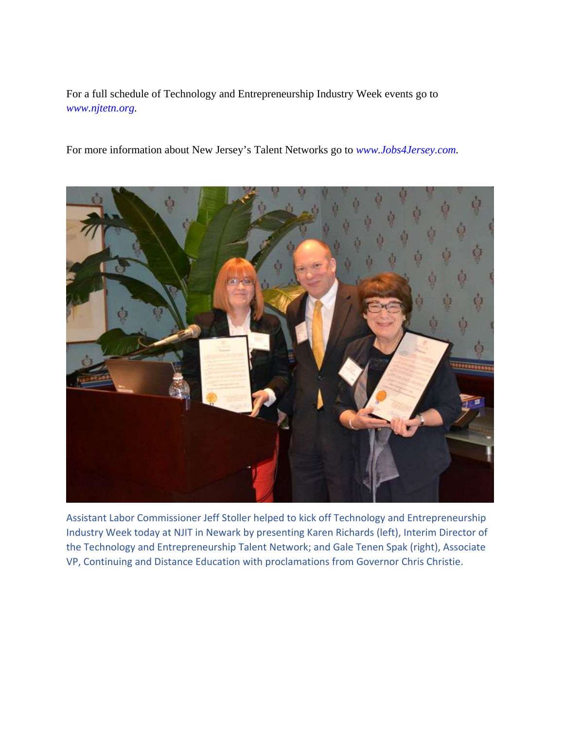For a full schedule of Technology and Entrepreneurship Industry Week events go to *www.njtetn.org*.

For more information about New Jersey's Talent Networks go to *www.Jobs4Jersey.com*.

Assistant Labor Commissioner Jeff Stoller helped to kick off Technology and Entrepreneurship Industry Week today at NJIT in Newark by presenting Karen Richards (left), Interim Director of the Technology and Entrepreneurship Talent Network; and Gale Tenen Spak (right), Associate VP, Continuing and Distance Education with proclamations from Governor Chris Christie.